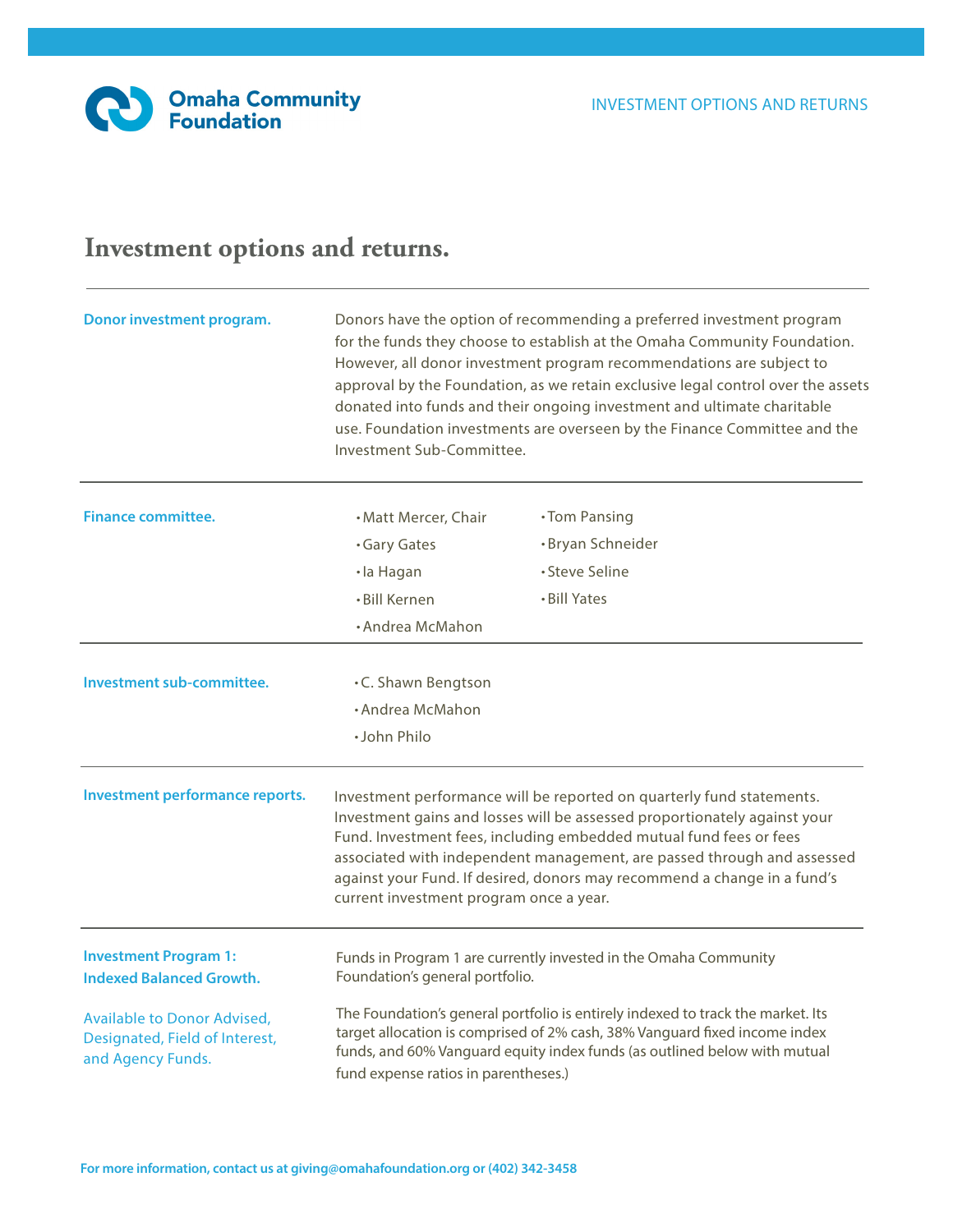# Investment options and returns.

**Donor investment program.**

Donors have the option of recommending a preferred investment program for the funds they choose to establish at the Omaha Community Foundation. However, all donor investment program recommendations are subject to approval by the Foundation, as we retain exclusive legal control over the assets donated into funds and their ongoing investment and ultimate charitable use. Foundation investments are overseen by the Finance Committee and the Investment Sub-Committee.

**Finance committee.**

- Matt Mercer, Chair
- Gary Gates
- Ia Hagan
- Bill Kernen
- Andrea McMahon
- Tom Pansing
- Bryan Schneider
- Steve Seline
- Bill Yates

**Investment sub-committee.**

- C. Shawn Bengtson
- Andrea McMahon
- John Philo

**Investment performance reports.**

Investment performance will be reported on quarterly fund statements. Investment gains and losses will be assessed proportionately against your Fund. Investment fees, including embedded mutual fund fees or fees associated with independent management, are passed through and assessed against your Fund. If desired, donors may recommend a change in a fund's current investment program once a year.

**Investment Program 1: Indexed Balanced Growth.**

Available to Donor Advised, Designated, Field of Interest, and Agency Funds.

Funds in Program 1 are currently invested in the Omaha Community Foundation's general portfolio.

The Foundation's general portfolio is entirely indexed to track the market. Its target allocation is comprised of 2% cash, 38% Vanguard fixed income index funds, and 60% Vanguard equity index funds (as outlined below with mutual fund expense ratios in parentheses.)

For more information, contact us at giving@omahafoundation.org or (402) 342-3458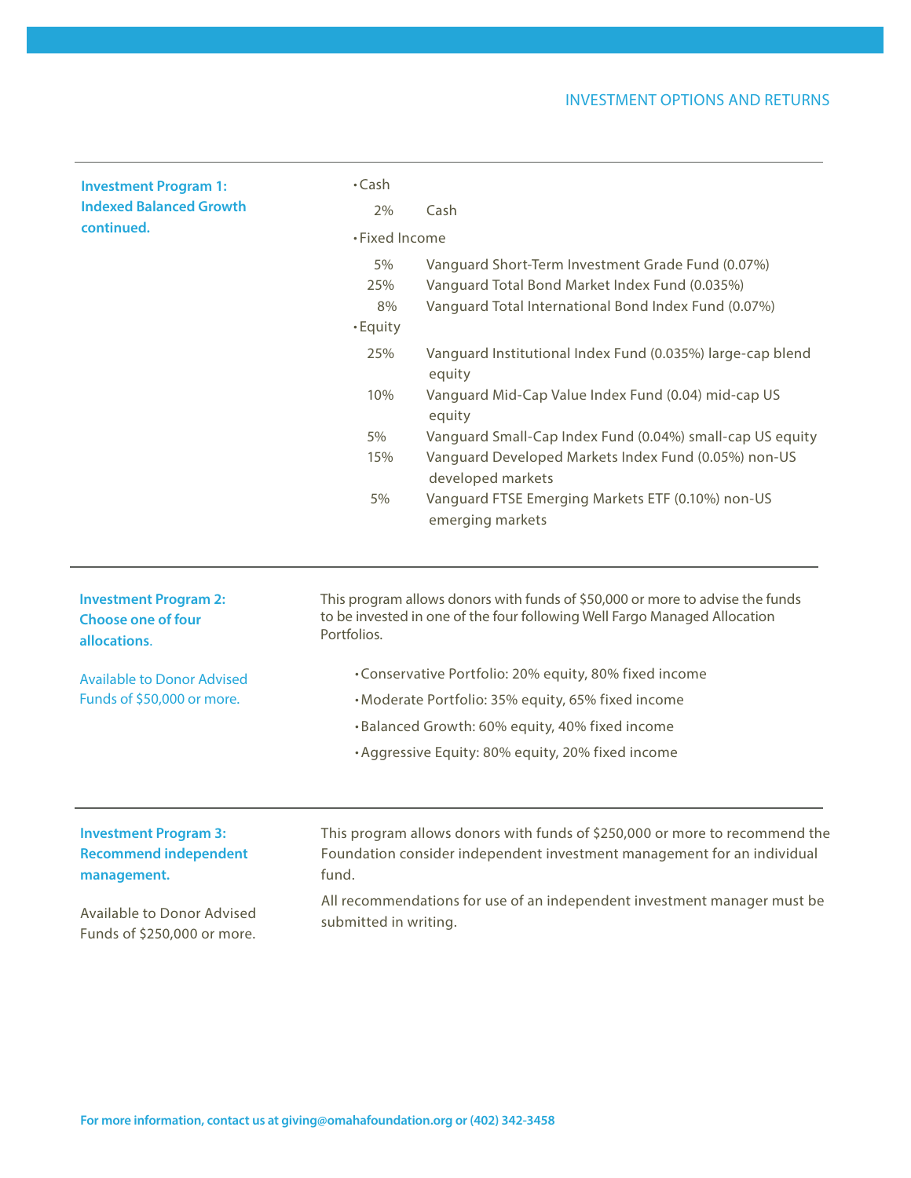INVESTMENT OPTIONS AND RETURNS

**Investment Program 1: Indexed Balanced Growth continued.**

- Cash

| | |
|---|---|
| 2% | Cash |

- Fixed Income

| | |
|---|---|
| 5% | Vanguard Short-Term Investment Grade Fund (0.07%) |
| 25% | Vanguard Total Bond Market Index Fund (0.035%) |
| 8% | Vanguard Total International Bond Index Fund (0.07%) |

- Equity

| | |
|---|---|
| 25% | Vanguard Institutional Index Fund (0.035%) large-cap blend equity |
| 10% | Vanguard Mid-Cap Value Index Fund (0.04) mid-cap US equity |
| 5% | Vanguard Small-Cap Index Fund (0.04%) small-cap US equity |
| 15% | Vanguard Developed Markets Index Fund (0.05%) non-US developed markets |
| 5% | Vanguard FTSE Emerging Markets ETF (0.10%) non-US emerging markets |

**Investment Program 2: Choose one of four allocations.**

Available to Donor Advised Funds of $50,000 or more.

This program allows donors with funds of $50,000 or more to advise the funds to be invested in one of the four following Well Fargo Managed Allocation Portfolios.

- Conservative Portfolio: 20% equity, 80% fixed income
- Moderate Portfolio: 35% equity, 65% fixed income
- Balanced Growth: 60% equity, 40% fixed income
- Aggressive Equity: 80% equity, 20% fixed income

**Investment Program 3: Recommend independent management.**

Available to Donor Advised Funds of $250,000 or more.

This program allows donors with funds of $250,000 or more to recommend the Foundation consider independent investment management for an individual fund.

All recommendations for use of an independent investment manager must be submitted in writing.

For more information, contact us at giving@omahafoundation.org or (402) 342-3458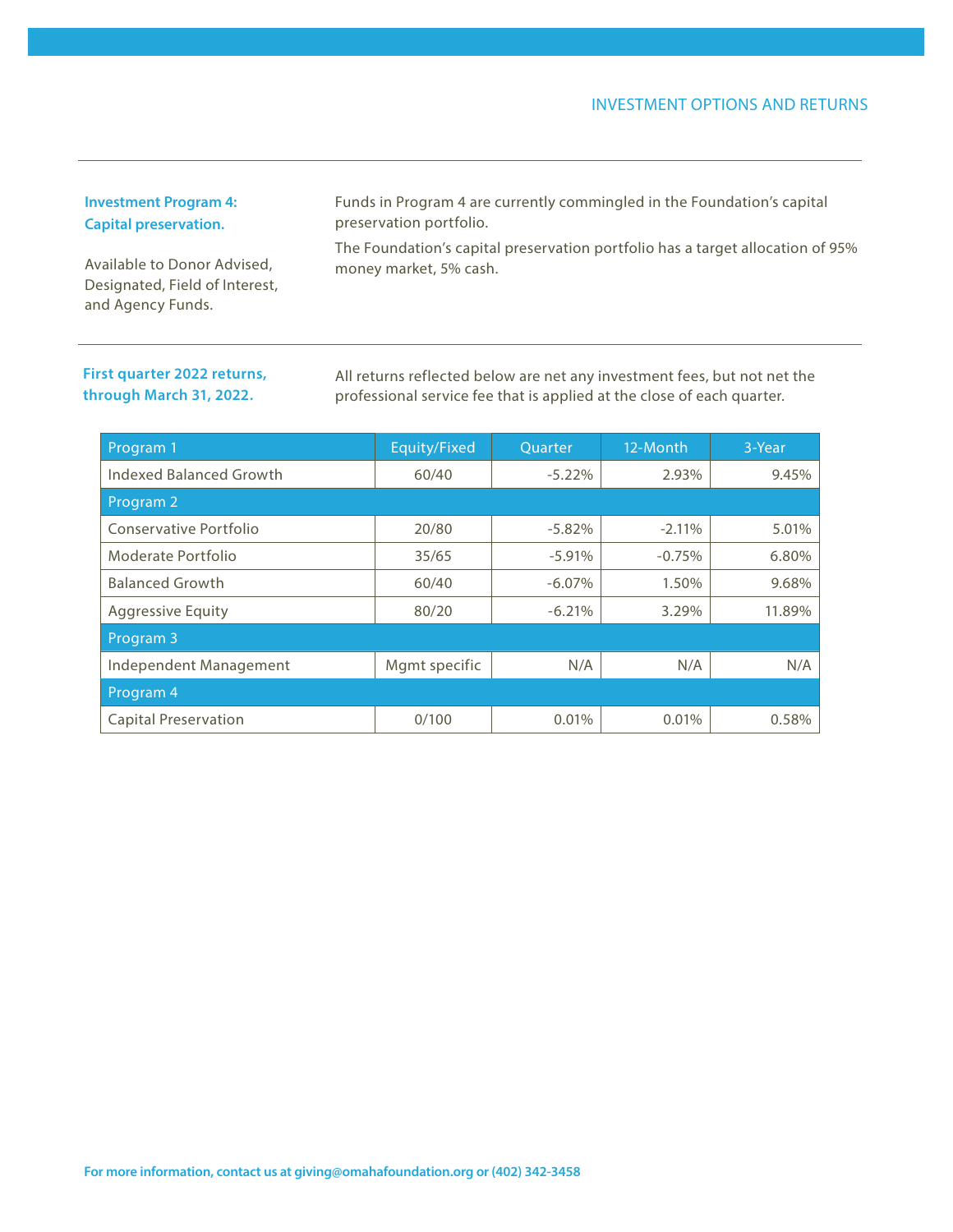## INVESTMENT OPTIONS AND RETURNS

**Investment Program 4: Capital preservation.**

Available to Donor Advised, Designated, Field of Interest, and Agency Funds.

Funds in Program 4 are currently commingled in the Foundation's capital preservation portfolio.

The Foundation's capital preservation portfolio has a target allocation of 95% money market, 5% cash.

**First quarter 2022 returns, through March 31, 2022.**

All returns reflected below are net any investment fees, but not net the professional service fee that is applied at the close of each quarter.

| Program 1 | Equity/Fixed | Quarter | 12-Month | 3-Year |
|---|---|---|---|---|
| Indexed Balanced Growth | 60/40 | -5.22% | 2.93% | 9.45% |
| Program 2 | | | | |
| Conservative Portfolio | 20/80 | -5.82% | -2.11% | 5.01% |
| Moderate Portfolio | 35/65 | -5.91% | -0.75% | 6.80% |
| Balanced Growth | 60/40 | -6.07% | 1.50% | 9.68% |
| Aggressive Equity | 80/20 | -6.21% | 3.29% | 11.89% |
| Program 3 | | | | |
| Independent Management | Mgmt specific | N/A | N/A | N/A |
| Program 4 | | | | |
| Capital Preservation | 0/100 | 0.01% | 0.01% | 0.58% |

For more information, contact us at giving@omahafoundation.org or (402) 342-3458